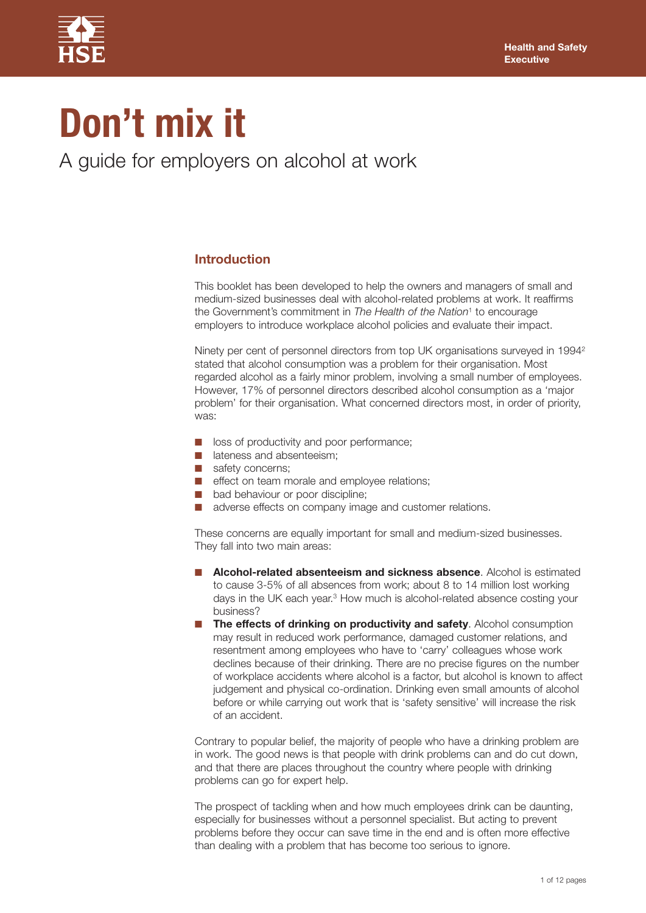Health and Safety Executive

# Don't mix it

## A guide for employers on alcohol at work

### Introduction

This booklet has been developed to help the owners and managers of small and medium-sized businesses deal with alcohol-related problems at work. It reaffirms the Government's commitment in *The Health of the Nation*[1] to encourage employers to introduce workplace alcohol policies and evaluate their impact.

Ninety per cent of personnel directors from top UK organisations surveyed in 1994[2] stated that alcohol consumption was a problem for their organisation. Most regarded alcohol as a fairly minor problem, involving a small number of employees. However, 17% of personnel directors described alcohol consumption as a 'major problem' for their organisation. What concerned directors most, in order of priority, was:

- loss of productivity and poor performance;
- lateness and absenteeism;
- safety concerns;
- effect on team morale and employee relations;
- bad behaviour or poor discipline;
- adverse effects on company image and customer relations.

These concerns are equally important for small and medium-sized businesses. They fall into two main areas:

- **Alcohol-related absenteeism and sickness absence**. Alcohol is estimated to cause 3-5% of all absences from work; about 8 to 14 million lost working days in the UK each year.[3] How much is alcohol-related absence costing your business?
- **The effects of drinking on productivity and safety**. Alcohol consumption may result in reduced work performance, damaged customer relations, and resentment among employees who have to 'carry' colleagues whose work declines because of their drinking. There are no precise figures on the number of workplace accidents where alcohol is a factor, but alcohol is known to affect judgement and physical co-ordination. Drinking even small amounts of alcohol before or while carrying out work that is 'safety sensitive' will increase the risk of an accident.

Contrary to popular belief, the majority of people who have a drinking problem are in work. The good news is that people with drink problems can and do cut down, and that there are places throughout the country where people with drinking problems can go for expert help.

The prospect of tackling when and how much employees drink can be daunting, especially for businesses without a personnel specialist. But acting to prevent problems before they occur can save time in the end and is often more effective than dealing with a problem that has become too serious to ignore.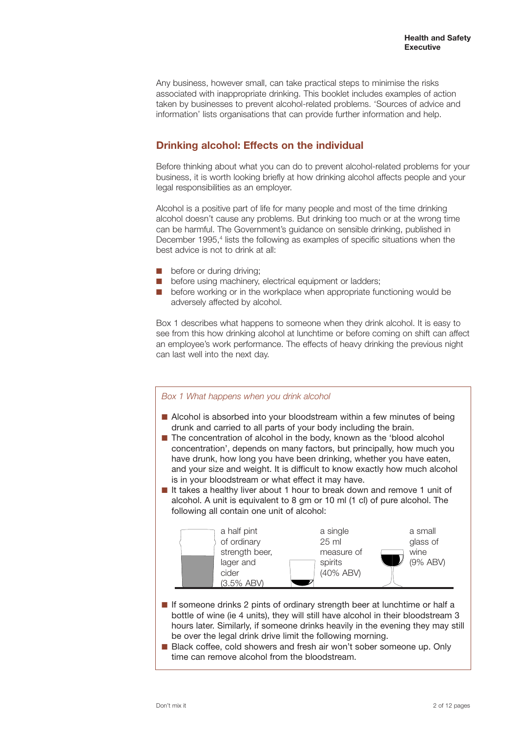Any business, however small, can take practical steps to minimise the risks associated with inappropriate drinking. This booklet includes examples of action taken by businesses to prevent alcohol-related problems. 'Sources of advice and information' lists organisations that can provide further information and help.

## Drinking alcohol: Effects on the individual

Before thinking about what you can do to prevent alcohol-related problems for your business, it is worth looking briefly at how drinking alcohol affects people and your legal responsibilities as an employer.

Alcohol is a positive part of life for many people and most of the time drinking alcohol doesn't cause any problems. But drinking too much or at the wrong time can be harmful. The Government's guidance on sensible drinking, published in December 1995,[4] lists the following as examples of specific situations when the best advice is not to drink at all:

- before or during driving;
- before using machinery, electrical equipment or ladders;
- before working or in the workplace when appropriate functioning would be adversely affected by alcohol.

Box 1 describes what happens to someone when they drink alcohol. It is easy to see from this how drinking alcohol at lunchtime or before coming on shift can affect an employee's work performance. The effects of heavy drinking the previous night can last well into the next day.

*Box 1 What happens when you drink alcohol*

- Alcohol is absorbed into your bloodstream within a few minutes of being drunk and carried to all parts of your body including the brain.
- The concentration of alcohol in the body, known as the 'blood alcohol concentration', depends on many factors, but principally, how much you have drunk, how long you have been drinking, whether you have eaten, and your size and weight. It is difficult to know exactly how much alcohol is in your bloodstream or what effect it may have.
- It takes a healthy liver about 1 hour to break down and remove 1 unit of alcohol. A unit is equivalent to 8 gm or 10 ml (1 cl) of pure alcohol. The following all contain one unit of alcohol:

  a half pint of ordinary strength beer, lager and cider (3.5% ABV)

  a single 25 ml measure of spirits (40% ABV)

  a small glass of wine (9% ABV)

- If someone drinks 2 pints of ordinary strength beer at lunchtime or half a bottle of wine (ie 4 units), they will still have alcohol in their bloodstream 3 hours later. Similarly, if someone drinks heavily in the evening they may still be over the legal drink drive limit the following morning.
- Black coffee, cold showers and fresh air won't sober someone up. Only time can remove alcohol from the bloodstream.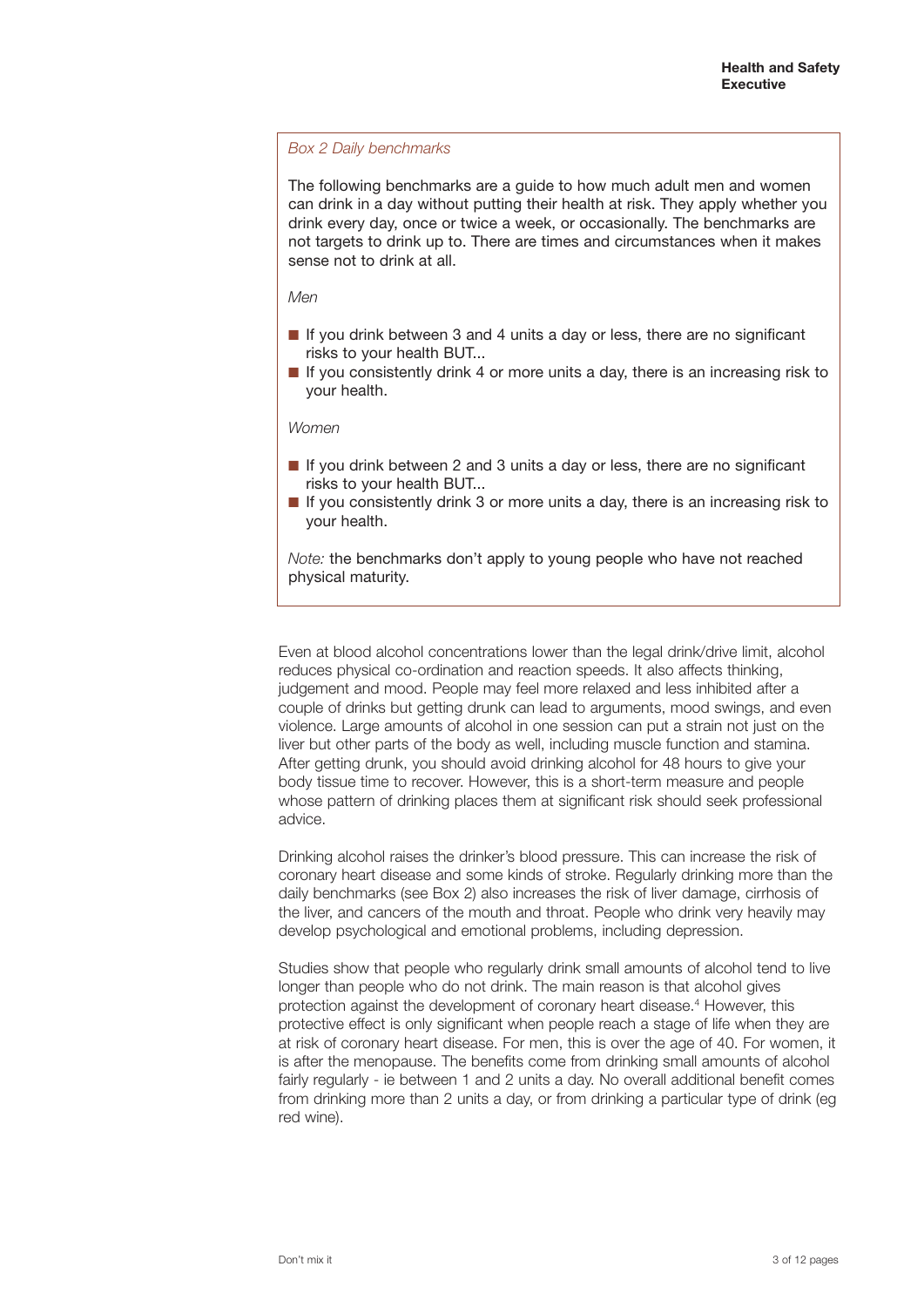*Box 2 Daily benchmarks*

The following benchmarks are a guide to how much adult men and women can drink in a day without putting their health at risk. They apply whether you drink every day, once or twice a week, or occasionally. The benchmarks are not targets to drink up to. There are times and circumstances when it makes sense not to drink at all.

*Men*

- If you drink between 3 and 4 units a day or less, there are no significant risks to your health BUT...
- If you consistently drink 4 or more units a day, there is an increasing risk to your health.

*Women*

- If you drink between 2 and 3 units a day or less, there are no significant risks to your health BUT...
- If you consistently drink 3 or more units a day, there is an increasing risk to your health.

*Note:* the benchmarks don't apply to young people who have not reached physical maturity.

Even at blood alcohol concentrations lower than the legal drink/drive limit, alcohol reduces physical co-ordination and reaction speeds. It also affects thinking, judgement and mood. People may feel more relaxed and less inhibited after a couple of drinks but getting drunk can lead to arguments, mood swings, and even violence. Large amounts of alcohol in one session can put a strain not just on the liver but other parts of the body as well, including muscle function and stamina. After getting drunk, you should avoid drinking alcohol for 48 hours to give your body tissue time to recover. However, this is a short-term measure and people whose pattern of drinking places them at significant risk should seek professional advice.

Drinking alcohol raises the drinker's blood pressure. This can increase the risk of coronary heart disease and some kinds of stroke. Regularly drinking more than the daily benchmarks (see Box 2) also increases the risk of liver damage, cirrhosis of the liver, and cancers of the mouth and throat. People who drink very heavily may develop psychological and emotional problems, including depression.

Studies show that people who regularly drink small amounts of alcohol tend to live longer than people who do not drink. The main reason is that alcohol gives protection against the development of coronary heart disease.[4] However, this protective effect is only significant when people reach a stage of life when they are at risk of coronary heart disease. For men, this is over the age of 40. For women, it is after the menopause. The benefits come from drinking small amounts of alcohol fairly regularly - ie between 1 and 2 units a day. No overall additional benefit comes from drinking more than 2 units a day, or from drinking a particular type of drink (eg red wine).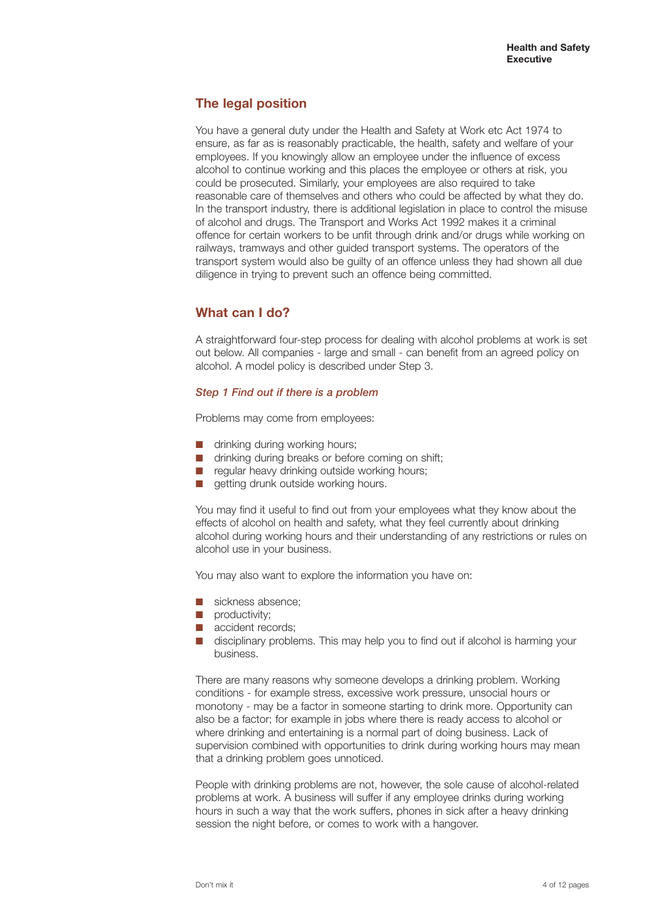## The legal position

You have a general duty under the Health and Safety at Work etc Act 1974 to ensure, as far as is reasonably practicable, the health, safety and welfare of your employees. If you knowingly allow an employee under the influence of excess alcohol to continue working and this places the employee or others at risk, you could be prosecuted. Similarly, your employees are also required to take reasonable care of themselves and others who could be affected by what they do. In the transport industry, there is additional legislation in place to control the misuse of alcohol and drugs. The Transport and Works Act 1992 makes it a criminal offence for certain workers to be unfit through drink and/or drugs while working on railways, tramways and other guided transport systems. The operators of the transport system would also be guilty of an offence unless they had shown all due diligence in trying to prevent such an offence being committed.

## What can I do?

A straightforward four-step process for dealing with alcohol problems at work is set out below. All companies - large and small - can benefit from an agreed policy on alcohol. A model policy is described under Step 3.

### *Step 1 Find out if there is a problem*

Problems may come from employees:

- drinking during working hours;
- drinking during breaks or before coming on shift;
- regular heavy drinking outside working hours;
- getting drunk outside working hours.

You may find it useful to find out from your employees what they know about the effects of alcohol on health and safety, what they feel currently about drinking alcohol during working hours and their understanding of any restrictions or rules on alcohol use in your business.

You may also want to explore the information you have on:

- sickness absence;
- productivity;
- accident records;
- disciplinary problems. This may help you to find out if alcohol is harming your business.

There are many reasons why someone develops a drinking problem. Working conditions - for example stress, excessive work pressure, unsocial hours or monotony - may be a factor in someone starting to drink more. Opportunity can also be a factor; for example in jobs where there is ready access to alcohol or where drinking and entertaining is a normal part of doing business. Lack of supervision combined with opportunities to drink during working hours may mean that a drinking problem goes unnoticed.

People with drinking problems are not, however, the sole cause of alcohol-related problems at work. A business will suffer if any employee drinks during working hours in such a way that the work suffers, phones in sick after a heavy drinking session the night before, or comes to work with a hangover.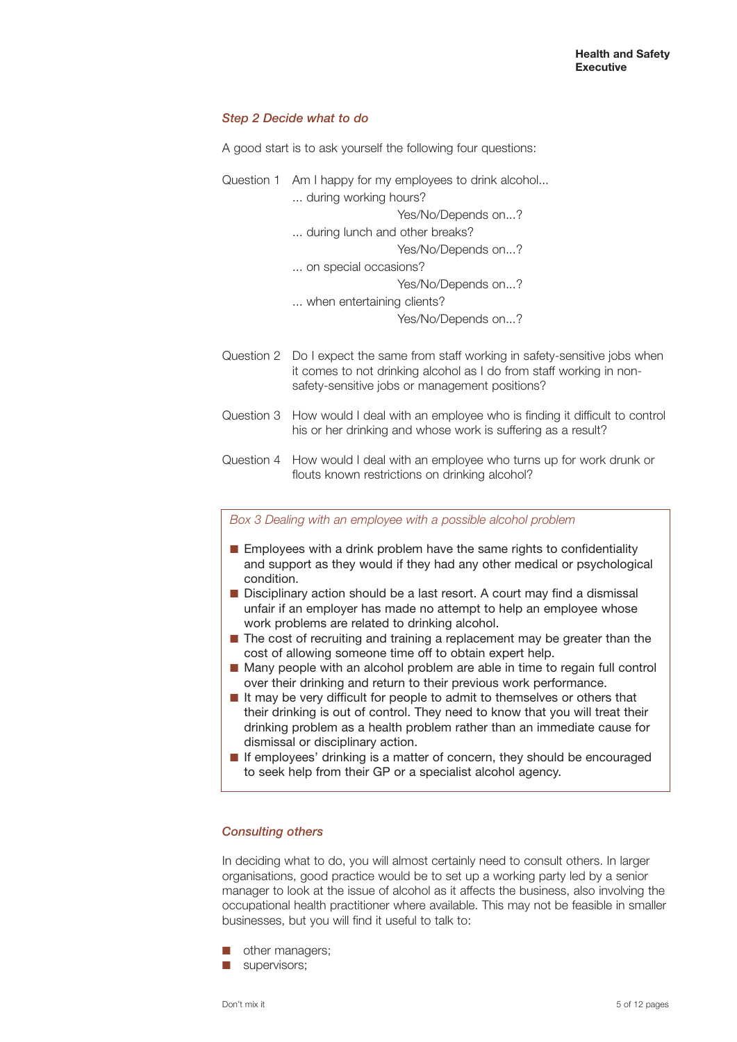### *Step 2 Decide what to do*

A good start is to ask yourself the following four questions:

Question 1 Am I happy for my employees to drink alcohol...

... during working hours?

Yes/No/Depends on...?

... during lunch and other breaks?

Yes/No/Depends on...?

... on special occasions?

Yes/No/Depends on...?

... when entertaining clients?

Yes/No/Depends on...?

Question 2 Do I expect the same from staff working in safety-sensitive jobs when it comes to not drinking alcohol as I do from staff working in non-safety-sensitive jobs or management positions?

Question 3 How would I deal with an employee who is finding it difficult to control his or her drinking and whose work is suffering as a result?

Question 4 How would I deal with an employee who turns up for work drunk or flouts known restrictions on drinking alcohol?

> *Box 3 Dealing with an employee with a possible alcohol problem*
>
> - Employees with a drink problem have the same rights to confidentiality and support as they would if they had any other medical or psychological condition.
> - Disciplinary action should be a last resort. A court may find a dismissal unfair if an employer has made no attempt to help an employee whose work problems are related to drinking alcohol.
> - The cost of recruiting and training a replacement may be greater than the cost of allowing someone time off to obtain expert help.
> - Many people with an alcohol problem are able in time to regain full control over their drinking and return to their previous work performance.
> - It may be very difficult for people to admit to themselves or others that their drinking is out of control. They need to know that you will treat their drinking problem as a health problem rather than an immediate cause for dismissal or disciplinary action.
> - If employees' drinking is a matter of concern, they should be encouraged to seek help from their GP or a specialist alcohol agency.

### *Consulting others*

In deciding what to do, you will almost certainly need to consult others. In larger organisations, good practice would be to set up a working party led by a senior manager to look at the issue of alcohol as it affects the business, also involving the occupational health practitioner where available. This may not be feasible in smaller businesses, but you will find it useful to talk to:

- other managers;
- supervisors;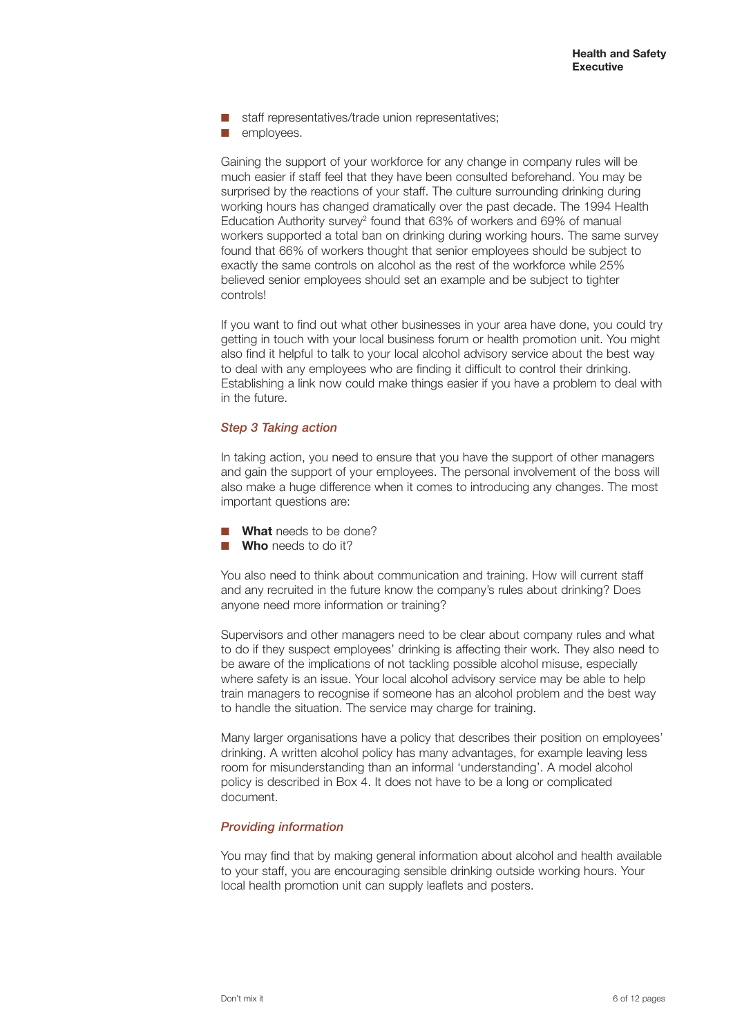- staff representatives/trade union representatives;
- employees.

Gaining the support of your workforce for any change in company rules will be much easier if staff feel that they have been consulted beforehand. You may be surprised by the reactions of your staff. The culture surrounding drinking during working hours has changed dramatically over the past decade. The 1994 Health Education Authority survey[2] found that 63% of workers and 69% of manual workers supported a total ban on drinking during working hours. The same survey found that 66% of workers thought that senior employees should be subject to exactly the same controls on alcohol as the rest of the workforce while 25% believed senior employees should set an example and be subject to tighter controls!

If you want to find out what other businesses in your area have done, you could try getting in touch with your local business forum or health promotion unit. You might also find it helpful to talk to your local alcohol advisory service about the best way to deal with any employees who are finding it difficult to control their drinking. Establishing a link now could make things easier if you have a problem to deal with in the future.

### *Step 3 Taking action*

In taking action, you need to ensure that you have the support of other managers and gain the support of your employees. The personal involvement of the boss will also make a huge difference when it comes to introducing any changes. The most important questions are:

- **What** needs to be done?
- **Who** needs to do it?

You also need to think about communication and training. How will current staff and any recruited in the future know the company's rules about drinking? Does anyone need more information or training?

Supervisors and other managers need to be clear about company rules and what to do if they suspect employees' drinking is affecting their work. They also need to be aware of the implications of not tackling possible alcohol misuse, especially where safety is an issue. Your local alcohol advisory service may be able to help train managers to recognise if someone has an alcohol problem and the best way to handle the situation. The service may charge for training.

Many larger organisations have a policy that describes their position on employees' drinking. A written alcohol policy has many advantages, for example leaving less room for misunderstanding than an informal 'understanding'. A model alcohol policy is described in Box 4. It does not have to be a long or complicated document.

### *Providing information*

You may find that by making general information about alcohol and health available to your staff, you are encouraging sensible drinking outside working hours. Your local health promotion unit can supply leaflets and posters.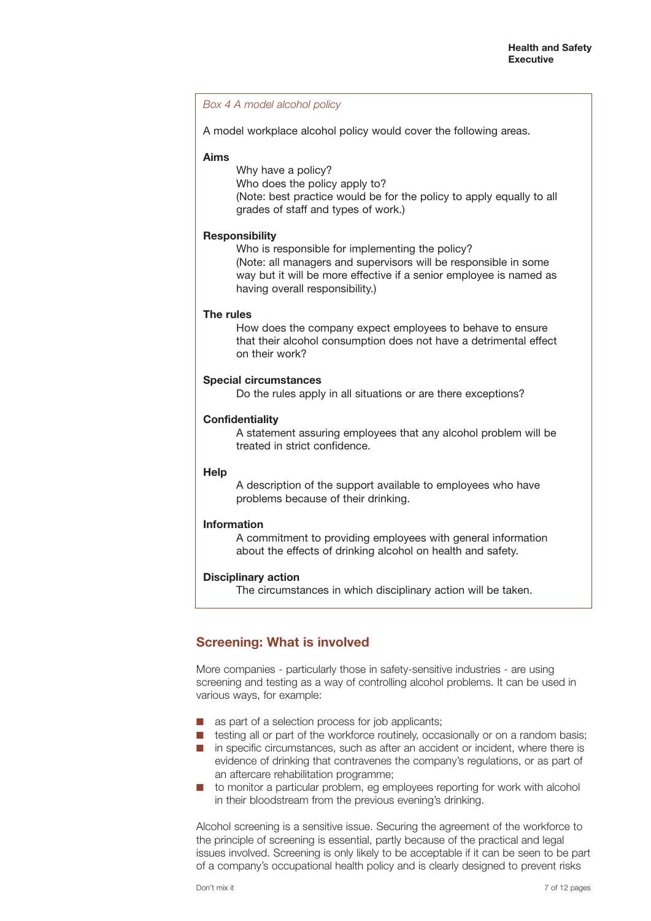*Box 4 A model alcohol policy*

A model workplace alcohol policy would cover the following areas.

**Aims**

Why have a policy?
Who does the policy apply to?
(Note: best practice would be for the policy to apply equally to all grades of staff and types of work.)

**Responsibility**

Who is responsible for implementing the policy?
(Note: all managers and supervisors will be responsible in some way but it will be more effective if a senior employee is named as having overall responsibility.)

**The rules**

How does the company expect employees to behave to ensure that their alcohol consumption does not have a detrimental effect on their work?

**Special circumstances**

Do the rules apply in all situations or are there exceptions?

**Confidentiality**

A statement assuring employees that any alcohol problem will be treated in strict confidence.

**Help**

A description of the support available to employees who have problems because of their drinking.

**Information**

A commitment to providing employees with general information about the effects of drinking alcohol on health and safety.

**Disciplinary action**

The circumstances in which disciplinary action will be taken.

## Screening: What is involved

More companies - particularly those in safety-sensitive industries - are using screening and testing as a way of controlling alcohol problems. It can be used in various ways, for example:

- as part of a selection process for job applicants;
- testing all or part of the workforce routinely, occasionally or on a random basis;
- in specific circumstances, such as after an accident or incident, where there is evidence of drinking that contravenes the company's regulations, or as part of an aftercare rehabilitation programme;
- to monitor a particular problem, eg employees reporting for work with alcohol in their bloodstream from the previous evening's drinking.

Alcohol screening is a sensitive issue. Securing the agreement of the workforce to the principle of screening is essential, partly because of the practical and legal issues involved. Screening is only likely to be acceptable if it can be seen to be part of a company's occupational health policy and is clearly designed to prevent risks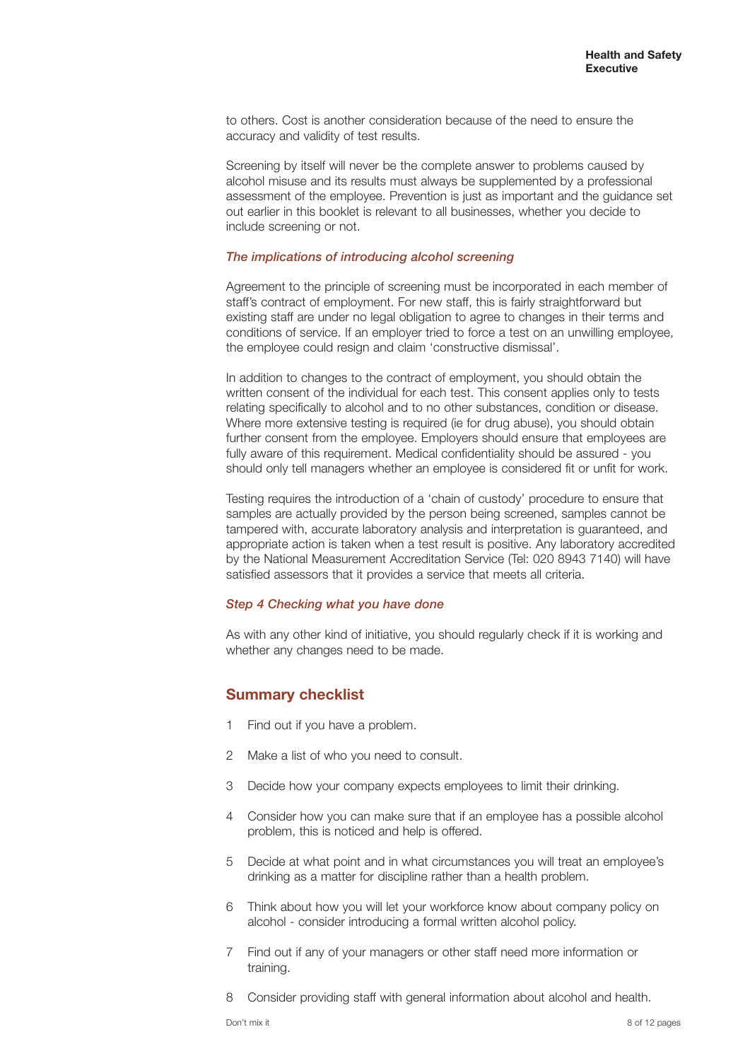to others. Cost is another consideration because of the need to ensure the accuracy and validity of test results.

Screening by itself will never be the complete answer to problems caused by alcohol misuse and its results must always be supplemented by a professional assessment of the employee. Prevention is just as important and the guidance set out earlier in this booklet is relevant to all businesses, whether you decide to include screening or not.

### *The implications of introducing alcohol screening*

Agreement to the principle of screening must be incorporated in each member of staff's contract of employment. For new staff, this is fairly straightforward but existing staff are under no legal obligation to agree to changes in their terms and conditions of service. If an employer tried to force a test on an unwilling employee, the employee could resign and claim 'constructive dismissal'.

In addition to changes to the contract of employment, you should obtain the written consent of the individual for each test. This consent applies only to tests relating specifically to alcohol and to no other substances, condition or disease. Where more extensive testing is required (ie for drug abuse), you should obtain further consent from the employee. Employers should ensure that employees are fully aware of this requirement. Medical confidentiality should be assured - you should only tell managers whether an employee is considered fit or unfit for work.

Testing requires the introduction of a 'chain of custody' procedure to ensure that samples are actually provided by the person being screened, samples cannot be tampered with, accurate laboratory analysis and interpretation is guaranteed, and appropriate action is taken when a test result is positive. Any laboratory accredited by the National Measurement Accreditation Service (Tel: 020 8943 7140) will have satisfied assessors that it provides a service that meets all criteria.

### *Step 4 Checking what you have done*

As with any other kind of initiative, you should regularly check if it is working and whether any changes need to be made.

## Summary checklist

1. Find out if you have a problem.
2. Make a list of who you need to consult.
3. Decide how your company expects employees to limit their drinking.
4. Consider how you can make sure that if an employee has a possible alcohol problem, this is noticed and help is offered.
5. Decide at what point and in what circumstances you will treat an employee's drinking as a matter for discipline rather than a health problem.
6. Think about how you will let your workforce know about company policy on alcohol - consider introducing a formal written alcohol policy.
7. Find out if any of your managers or other staff need more information or training.
8. Consider providing staff with general information about alcohol and health.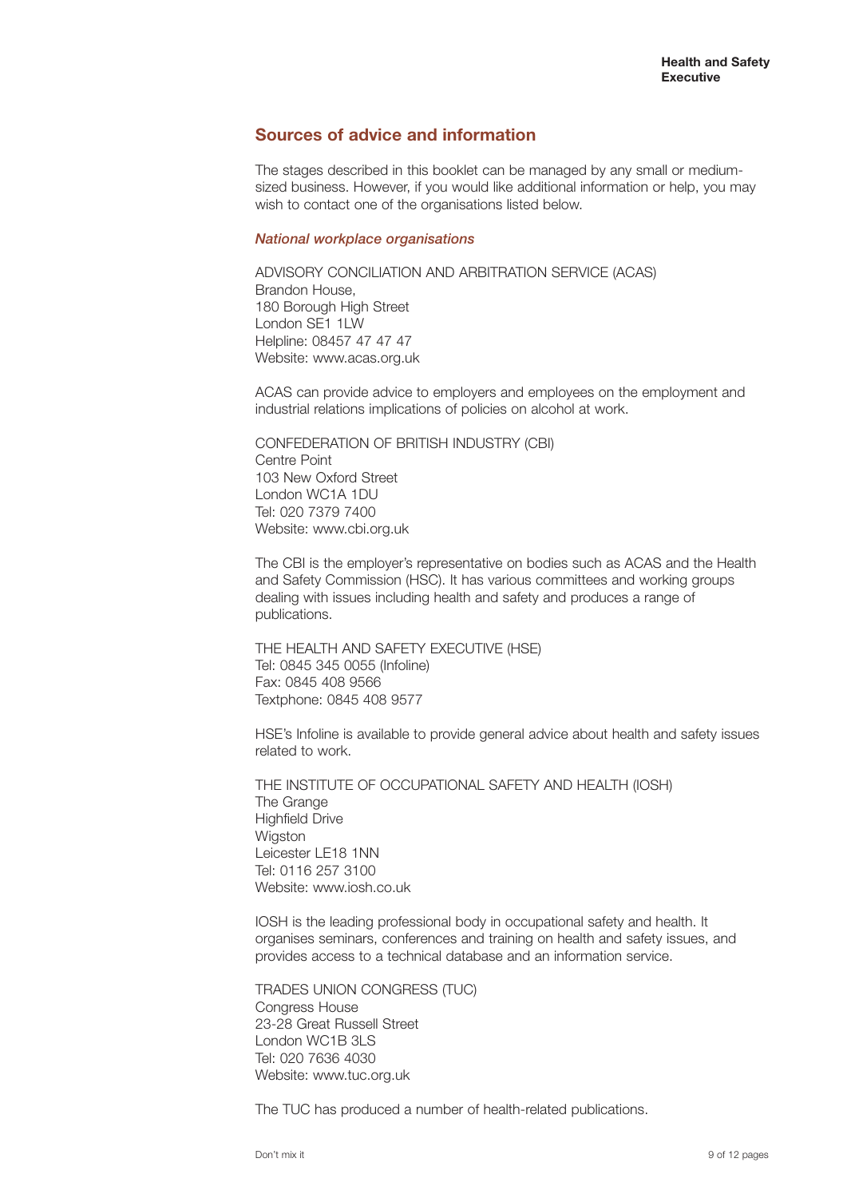## Sources of advice and information

The stages described in this booklet can be managed by any small or medium-sized business. However, if you would like additional information or help, you may wish to contact one of the organisations listed below.

### *National workplace organisations*

ADVISORY CONCILIATION AND ARBITRATION SERVICE (ACAS)
Brandon House,
180 Borough High Street
London SE1 1LW
Helpline: 08457 47 47 47
Website: www.acas.org.uk

ACAS can provide advice to employers and employees on the employment and industrial relations implications of policies on alcohol at work.

CONFEDERATION OF BRITISH INDUSTRY (CBI)
Centre Point
103 New Oxford Street
London WC1A 1DU
Tel: 020 7379 7400
Website: www.cbi.org.uk

The CBI is the employer's representative on bodies such as ACAS and the Health and Safety Commission (HSC). It has various committees and working groups dealing with issues including health and safety and produces a range of publications.

THE HEALTH AND SAFETY EXECUTIVE (HSE)
Tel: 0845 345 0055 (Infoline)
Fax: 0845 408 9566
Textphone: 0845 408 9577

HSE's Infoline is available to provide general advice about health and safety issues related to work.

THE INSTITUTE OF OCCUPATIONAL SAFETY AND HEALTH (IOSH)
The Grange
Highfield Drive
Wigston
Leicester LE18 1NN
Tel: 0116 257 3100
Website: www.iosh.co.uk

IOSH is the leading professional body in occupational safety and health. It organises seminars, conferences and training on health and safety issues, and provides access to a technical database and an information service.

TRADES UNION CONGRESS (TUC)
Congress House
23-28 Great Russell Street
London WC1B 3LS
Tel: 020 7636 4030
Website: www.tuc.org.uk

The TUC has produced a number of health-related publications.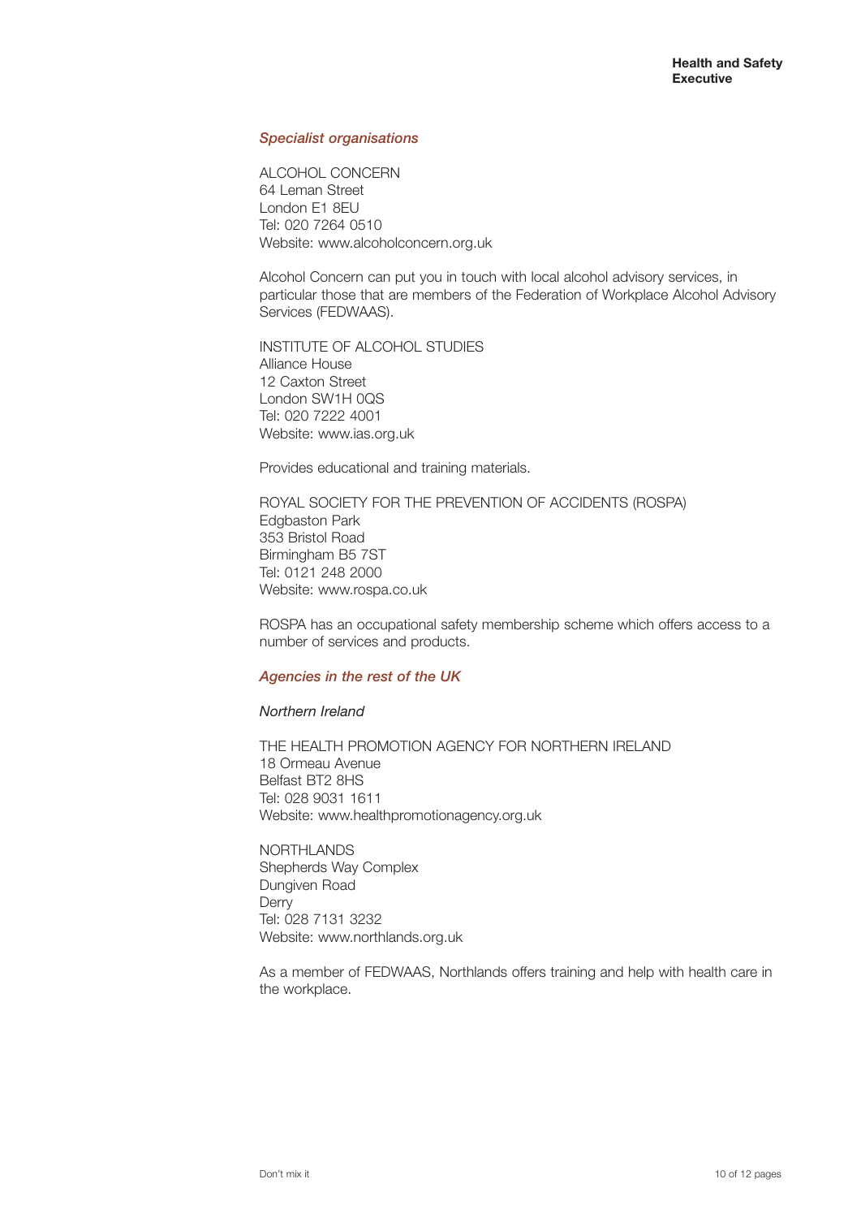### *Specialist organisations*

ALCOHOL CONCERN
64 Leman Street
London E1 8EU
Tel: 020 7264 0510
Website: www.alcoholconcern.org.uk

Alcohol Concern can put you in touch with local alcohol advisory services, in particular those that are members of the Federation of Workplace Alcohol Advisory Services (FEDWAAS).

INSTITUTE OF ALCOHOL STUDIES
Alliance House
12 Caxton Street
London SW1H 0QS
Tel: 020 7222 4001
Website: www.ias.org.uk

Provides educational and training materials.

ROYAL SOCIETY FOR THE PREVENTION OF ACCIDENTS (ROSPA)
Edgbaston Park
353 Bristol Road
Birmingham B5 7ST
Tel: 0121 248 2000
Website: www.rospa.co.uk

ROSPA has an occupational safety membership scheme which offers access to a number of services and products.

### *Agencies in the rest of the UK*

*Northern Ireland*

THE HEALTH PROMOTION AGENCY FOR NORTHERN IRELAND
18 Ormeau Avenue
Belfast BT2 8HS
Tel: 028 9031 1611
Website: www.healthpromotionagency.org.uk

NORTHLANDS
Shepherds Way Complex
Dungiven Road
Derry
Tel: 028 7131 3232
Website: www.northlands.org.uk

As a member of FEDWAAS, Northlands offers training and help with health care in the workplace.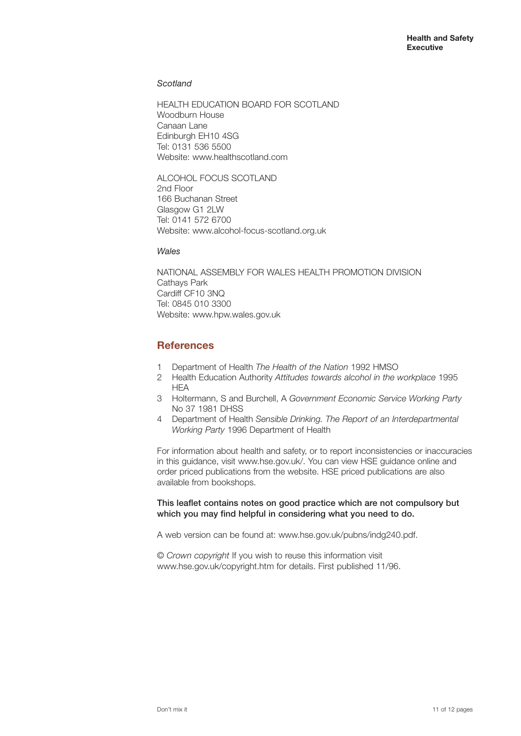*Scotland*

HEALTH EDUCATION BOARD FOR SCOTLAND
Woodburn House
Canaan Lane
Edinburgh EH10 4SG
Tel: 0131 536 5500
Website: www.healthscotland.com

ALCOHOL FOCUS SCOTLAND
2nd Floor
166 Buchanan Street
Glasgow G1 2LW
Tel: 0141 572 6700
Website: www.alcohol-focus-scotland.org.uk

*Wales*

NATIONAL ASSEMBLY FOR WALES HEALTH PROMOTION DIVISION
Cathays Park
Cardiff CF10 3NQ
Tel: 0845 010 3300
Website: www.hpw.wales.gov.uk

## References

1. Department of Health *The Health of the Nation* 1992 HMSO
2. Health Education Authority *Attitudes towards alcohol in the workplace* 1995 HEA
3. Holtermann, S and Burchell, A *Government Economic Service Working Party* No 37 1981 DHSS
4. Department of Health *Sensible Drinking. The Report of an Interdepartmental Working Party* 1996 Department of Health

For information about health and safety, or to report inconsistencies or inaccuracies in this guidance, visit www.hse.gov.uk/. You can view HSE guidance online and order priced publications from the website. HSE priced publications are also available from bookshops.

**This leaflet contains notes on good practice which are not compulsory but which you may find helpful in considering what you need to do.**

A web version can be found at: www.hse.gov.uk/pubns/indg240.pdf.

© *Crown copyright* If you wish to reuse this information visit www.hse.gov.uk/copyright.htm for details. First published 11/96.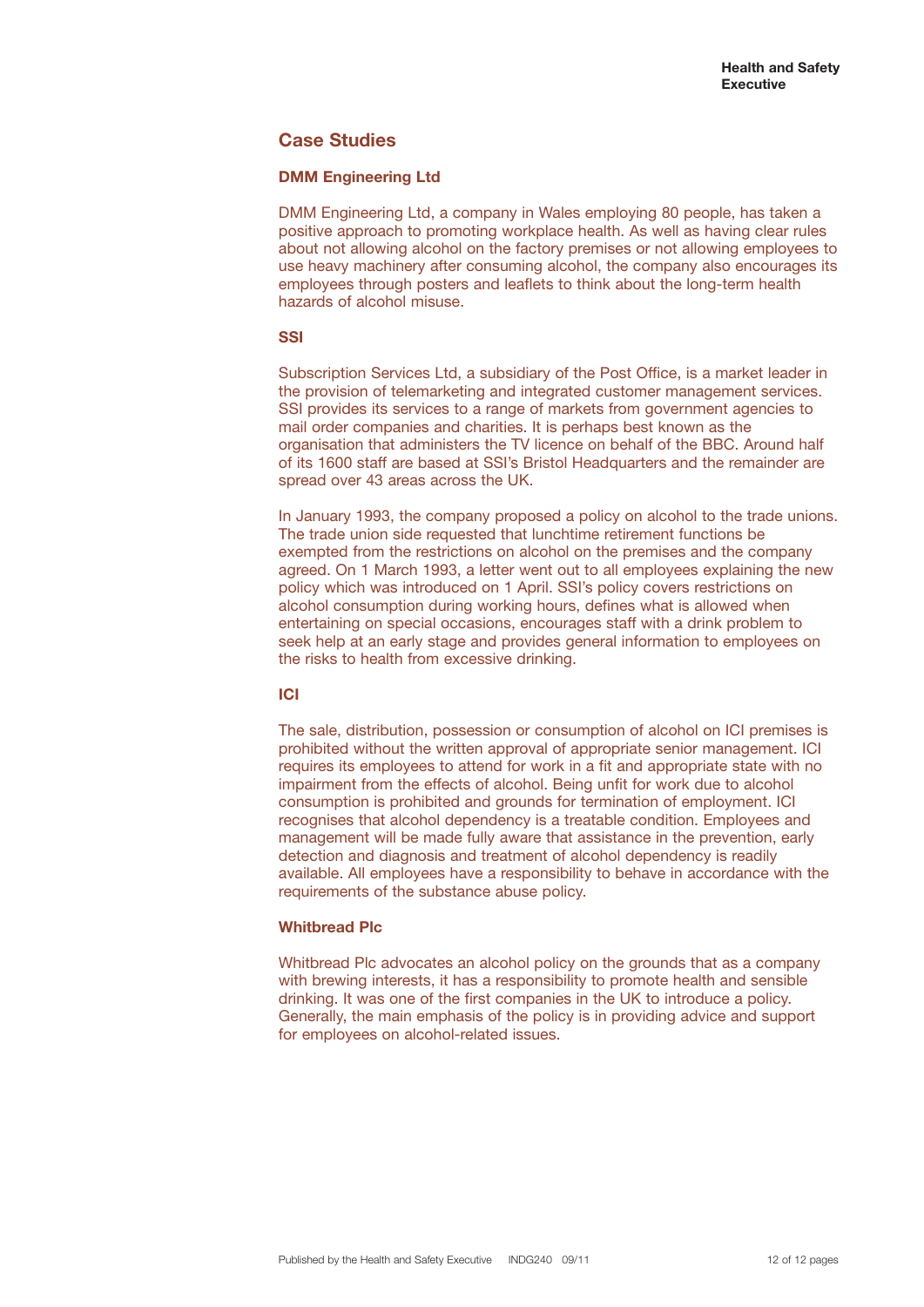## Case Studies

### DMM Engineering Ltd

DMM Engineering Ltd, a company in Wales employing 80 people, has taken a positive approach to promoting workplace health. As well as having clear rules about not allowing alcohol on the factory premises or not allowing employees to use heavy machinery after consuming alcohol, the company also encourages its employees through posters and leaflets to think about the long-term health hazards of alcohol misuse.

### SSI

Subscription Services Ltd, a subsidiary of the Post Office, is a market leader in the provision of telemarketing and integrated customer management services. SSI provides its services to a range of markets from government agencies to mail order companies and charities. It is perhaps best known as the organisation that administers the TV licence on behalf of the BBC. Around half of its 1600 staff are based at SSI's Bristol Headquarters and the remainder are spread over 43 areas across the UK.

In January 1993, the company proposed a policy on alcohol to the trade unions. The trade union side requested that lunchtime retirement functions be exempted from the restrictions on alcohol on the premises and the company agreed. On 1 March 1993, a letter went out to all employees explaining the new policy which was introduced on 1 April. SSI's policy covers restrictions on alcohol consumption during working hours, defines what is allowed when entertaining on special occasions, encourages staff with a drink problem to seek help at an early stage and provides general information to employees on the risks to health from excessive drinking.

### ICI

The sale, distribution, possession or consumption of alcohol on ICI premises is prohibited without the written approval of appropriate senior management. ICI requires its employees to attend for work in a fit and appropriate state with no impairment from the effects of alcohol. Being unfit for work due to alcohol consumption is prohibited and grounds for termination of employment. ICI recognises that alcohol dependency is a treatable condition. Employees and management will be made fully aware that assistance in the prevention, early detection and diagnosis and treatment of alcohol dependency is readily available. All employees have a responsibility to behave in accordance with the requirements of the substance abuse policy.

### Whitbread Plc

Whitbread Plc advocates an alcohol policy on the grounds that as a company with brewing interests, it has a responsibility to promote health and sensible drinking. It was one of the first companies in the UK to introduce a policy. Generally, the main emphasis of the policy is in providing advice and support for employees on alcohol-related issues.

Published by the Health and Safety Executive INDG240 09/11